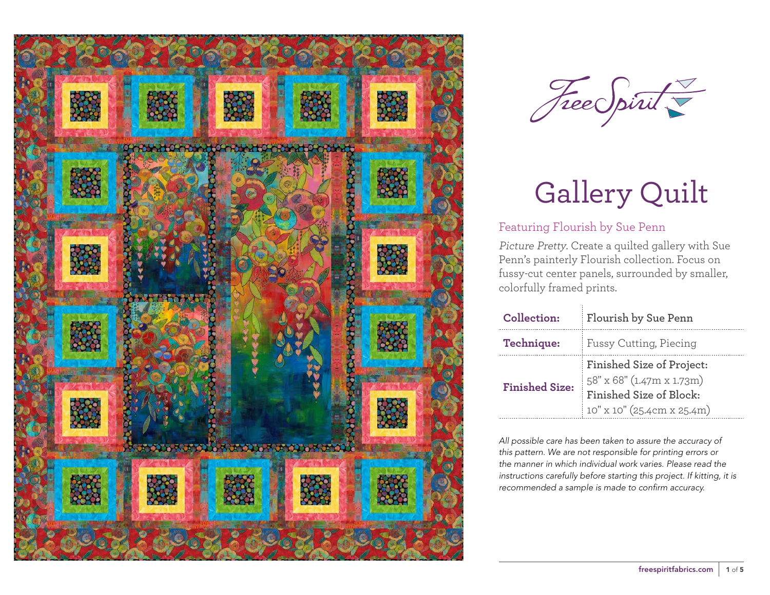FreeSpirit

# Gallery Quilt

## Featuring Flourish by Sue Penn

*Picture Pretty*. Create a quilted gallery with Sue Penn's painterly Flourish collection. Focus on fussy-cut center panels, surrounded by smaller, colorfully framed prints.

| | |
|---|---|
| **Collection:** | **Flourish by Sue Penn** |
| **Technique:** | Fussy Cutting, Piecing |
| **Finished Size:** | **Finished Size of Project:** 58" x 68" (1.47m x 1.73m) **Finished Size of Block:** 10" x 10" (25.4cm x 25.4m) |

*All possible care has been taken to assure the accuracy of this pattern. We are not responsible for printing errors or the manner in which individual work varies. Please read the instructions carefully before starting this project. If kitting, it is recommended a sample is made to confirm accuracy.*

freespiritfabrics.com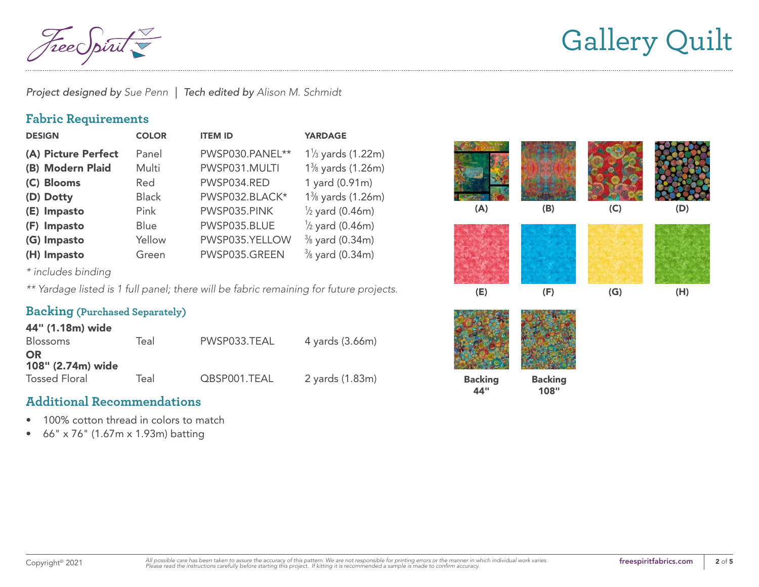# Gallery Quilt

*Project designed by* Sue Penn | *Tech edited by* Alison M. Schmidt

## Fabric Requirements

| DESIGN | COLOR | ITEM ID | YARDAGE |
|---|---|---|---|
| **(A) Picture Perfect** | Panel | PWSP030.PANEL** | 1⅓ yards (1.22m) |
| **(B) Modern Plaid** | Multi | PWSP031.MULTI | 1⅜ yards (1.26m) |
| **(C) Blooms** | Red | PWSP034.RED | 1 yard (0.91m) |
| **(D) Dotty** | Black | PWSP032.BLACK* | 1⅜ yards (1.26m) |
| **(E) Impasto** | Pink | PWSP035.PINK | ½ yard (0.46m) |
| **(F) Impasto** | Blue | PWSP035.BLUE | ½ yard (0.46m) |
| **(G) Impasto** | Yellow | PWSP035.YELLOW | ⅜ yard (0.34m) |
| **(H) Impasto** | Green | PWSP035.GREEN | ⅜ yard (0.34m) |

*\* includes binding*

*\*\* Yardage listed is 1 full panel; there will be fabric remaining for future projects.*

(A) (B) (C) (D)

(E) (F) (G) (H)

## Backing (Purchased Separately)

| | | | |
|---|---|---|---|
| **44" (1.18m) wide** | | | |
| Blossoms | Teal | PWSP033.TEAL | 4 yards (3.66m) |
| **OR** | | | |
| **108" (2.74m) wide** | | | |
| Tossed Floral | Teal | QBSP001.TEAL | 2 yards (1.83m) |

**Backing 44"** **Backing 108"**

## Additional Recommendations

- 100% cotton thread in colors to match
- 66" x 76" (1.67m x 1.93m) batting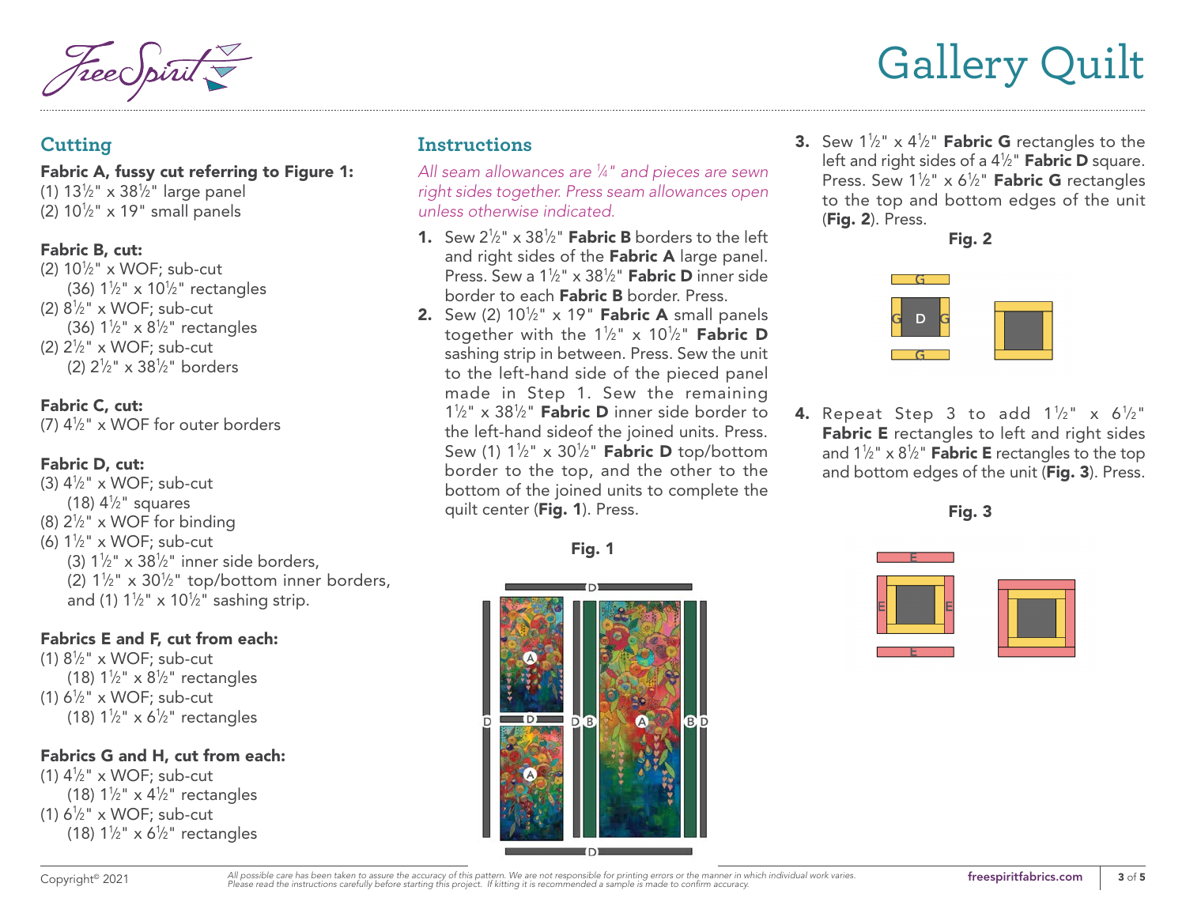# Gallery Quilt

## Cutting

**Fabric A, fussy cut referring to Figure 1:**
(1) 13½" x 38½" large panel
(2) 10½" x 19" small panels

**Fabric B, cut:**
(2) 10½" x WOF; sub-cut
 (36) 1½" x 10½" rectangles
(2) 8½" x WOF; sub-cut
 (36) 1½" x 8½" rectangles
(2) 2½" x WOF; sub-cut
 (2) 2½" x 38½" borders

**Fabric C, cut:**
(7) 4½" x WOF for outer borders

**Fabric D, cut:**
(3) 4½" x WOF; sub-cut
 (18) 4½" squares
(8) 2½" x WOF for binding
(6) 1½" x WOF; sub-cut
 (3) 1½" x 38½" inner side borders,
 (2) 1½" x 30½" top/bottom inner borders,
 and (1) 1½" x 10½" sashing strip.

**Fabrics E and F, cut from each:**
(1) 8½" x WOF; sub-cut
 (18) 1½" x 8½" rectangles
(1) 6½" x WOF; sub-cut
 (18) 1½" x 6½" rectangles

**Fabrics G and H, cut from each:**
(1) 4½" x WOF; sub-cut
 (18) 1½" x 4½" rectangles
(1) 6½" x WOF; sub-cut
 (18) 1½" x 6½" rectangles

## Instructions

*All seam allowances are ¼" and pieces are sewn right sides together. Press seam allowances open unless otherwise indicated.*

1. Sew 2½" x 38½" **Fabric B** borders to the left and right sides of the **Fabric A** large panel. Press. Sew a 1½" x 38½" **Fabric D** inner side border to each **Fabric B** border. Press.
2. Sew (2) 10½" x 19" **Fabric A** small panels together with the 1½" x 10½" **Fabric D** sashing strip in between. Press. Sew the unit to the left-hand side of the pieced panel made in Step 1. Sew the remaining 1½" x 38½" **Fabric D** inner side border to the left-hand sideof the joined units. Press. Sew (1) 1½" x 30½" **Fabric D** top/bottom border to the top, and the other to the bottom of the joined units to complete the quilt center (**Fig. 1**). Press.

**Fig. 1**

3. Sew 1½" x 4½" **Fabric G** rectangles to the left and right sides of a 4½" **Fabric D** square. Press. Sew 1½" x 6½" **Fabric G** rectangles to the top and bottom edges of the unit (**Fig. 2**). Press.

**Fig. 2**

4. Repeat Step 3 to add 1½" x 6½" **Fabric E** rectangles to left and right sides and 1½" x 8½" **Fabric E** rectangles to the top and bottom edges of the unit (**Fig. 3**). Press.

**Fig. 3**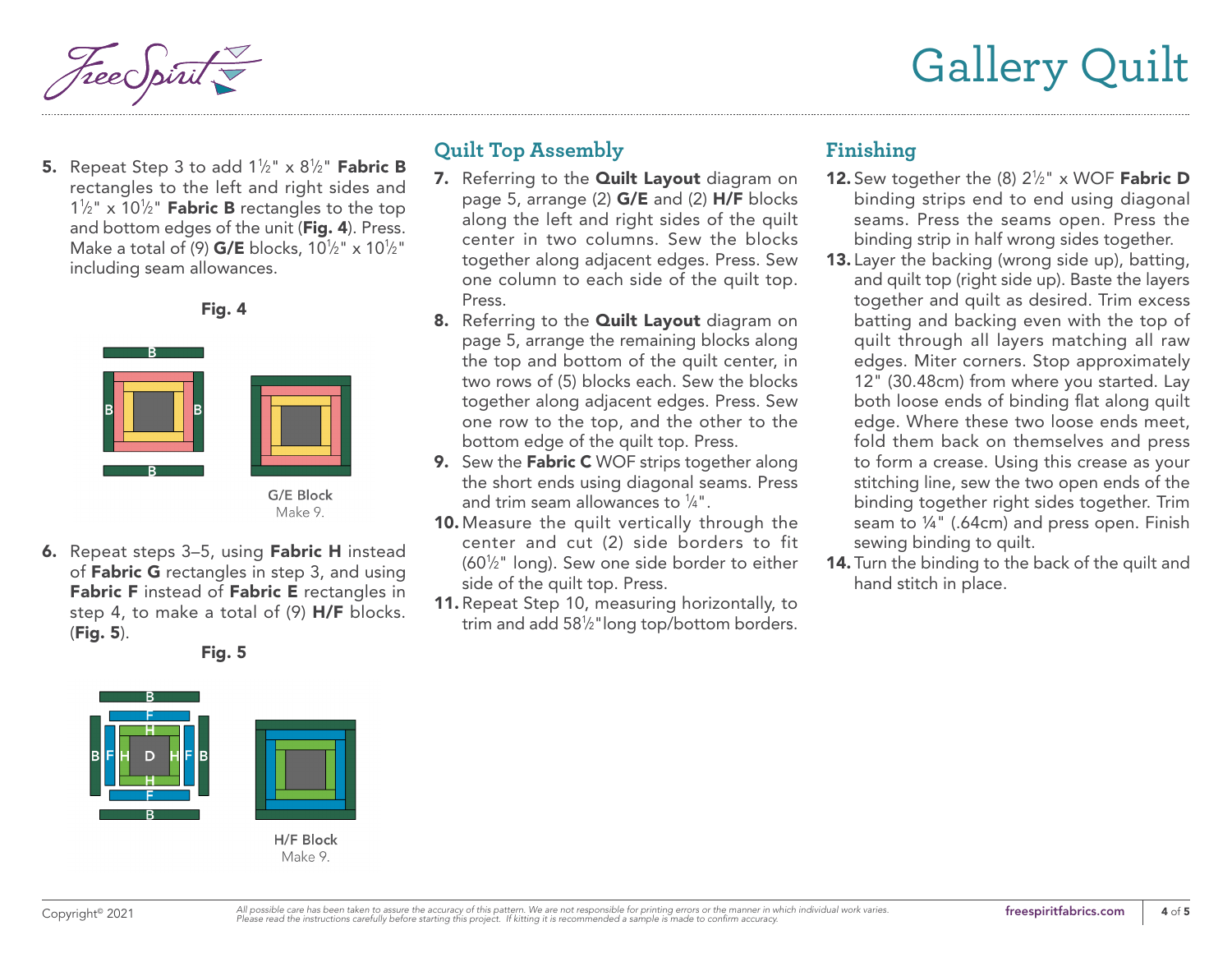5. Repeat Step 3 to add 1½" x 8½" **Fabric B** rectangles to the left and right sides and 1½" x 10½" **Fabric B** rectangles to the top and bottom edges of the unit (**Fig. 4**). Press. Make a total of (9) **G/E** blocks, 10½" x 10½" including seam allowances.

**Fig. 4**

B B B B

**G/E Block**
Make 9.

6. Repeat steps 3–5, using **Fabric H** instead of **Fabric G** rectangles in step 3, and using **Fabric F** instead of **Fabric E** rectangles in step 4, to make a total of (9) **H/F** blocks. (**Fig. 5**).

**Fig. 5**

B F H B F H D H F B H F B

**H/F Block**
Make 9.

## Quilt Top Assembly

7. Referring to the **Quilt Layout** diagram on page 5, arrange (2) **G/E** and (2) **H/F** blocks along the left and right sides of the quilt center in two columns. Sew the blocks together along adjacent edges. Press. Sew one column to each side of the quilt top. Press.
8. Referring to the **Quilt Layout** diagram on page 5, arrange the remaining blocks along the top and bottom of the quilt center, in two rows of (5) blocks each. Sew the blocks together along adjacent edges. Press. Sew one row to the top, and the other to the bottom edge of the quilt top. Press.
9. Sew the **Fabric C** WOF strips together along the short ends using diagonal seams. Press and trim seam allowances to ¼".
10. Measure the quilt vertically through the center and cut (2) side borders to fit (60½" long). Sew one side border to either side of the quilt top. Press.
11. Repeat Step 10, measuring horizontally, to trim and add 58½"long top/bottom borders.

## Finishing

12. Sew together the (8) 2½" x WOF **Fabric D** binding strips end to end using diagonal seams. Press the seams open. Press the binding strip in half wrong sides together.
13. Layer the backing (wrong side up), batting, and quilt top (right side up). Baste the layers together and quilt as desired. Trim excess batting and backing even with the top of quilt through all layers matching all raw edges. Miter corners. Stop approximately 12" (30.48cm) from where you started. Lay both loose ends of binding flat along quilt edge. Where these two loose ends meet, fold them back on themselves and press to form a crease. Using this crease as your stitching line, sew the two open ends of the binding together right sides together. Trim seam to ¼" (.64cm) and press open. Finish sewing binding to quilt.
14. Turn the binding to the back of the quilt and hand stitch in place.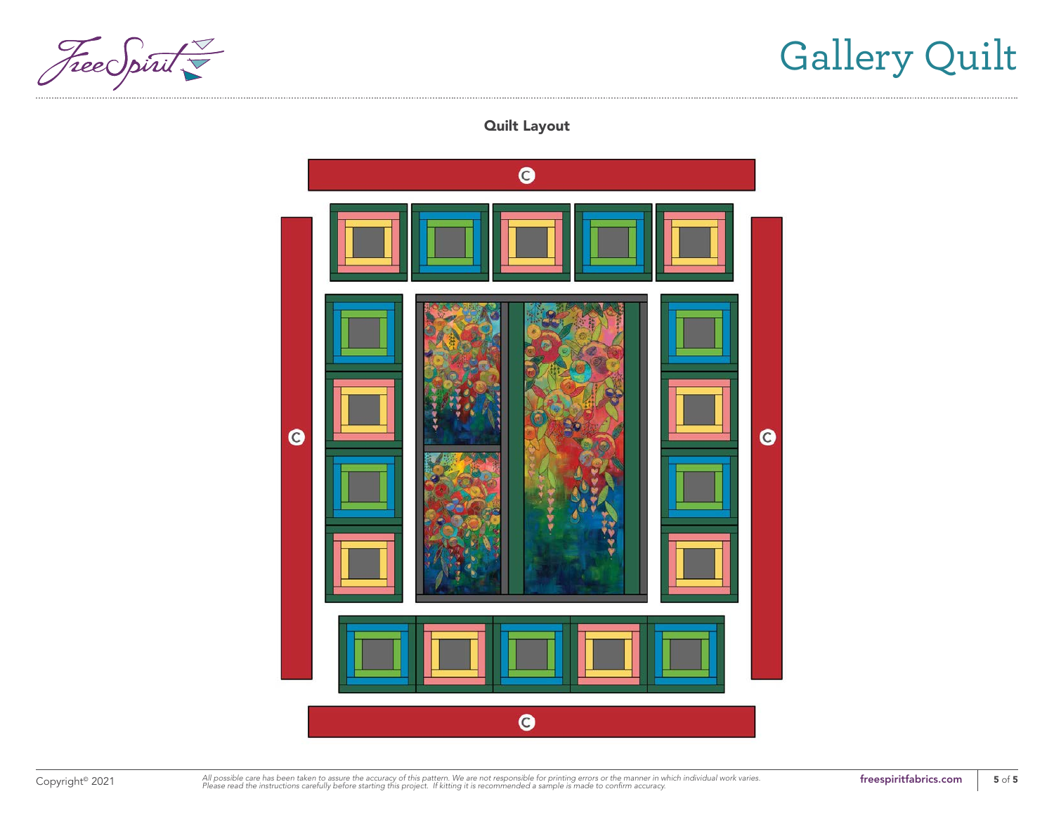## Quilt Layout

C

C

C

C

Copyright© 2021

*All possible care has been taken to assure the accuracy of this pattern. We are not responsible for printing errors or the manner in which individual work varies. Please read the instructions carefully before starting this project. If kitting it is recommended a sample is made to confirm accuracy.*

freespiritfabrics.com